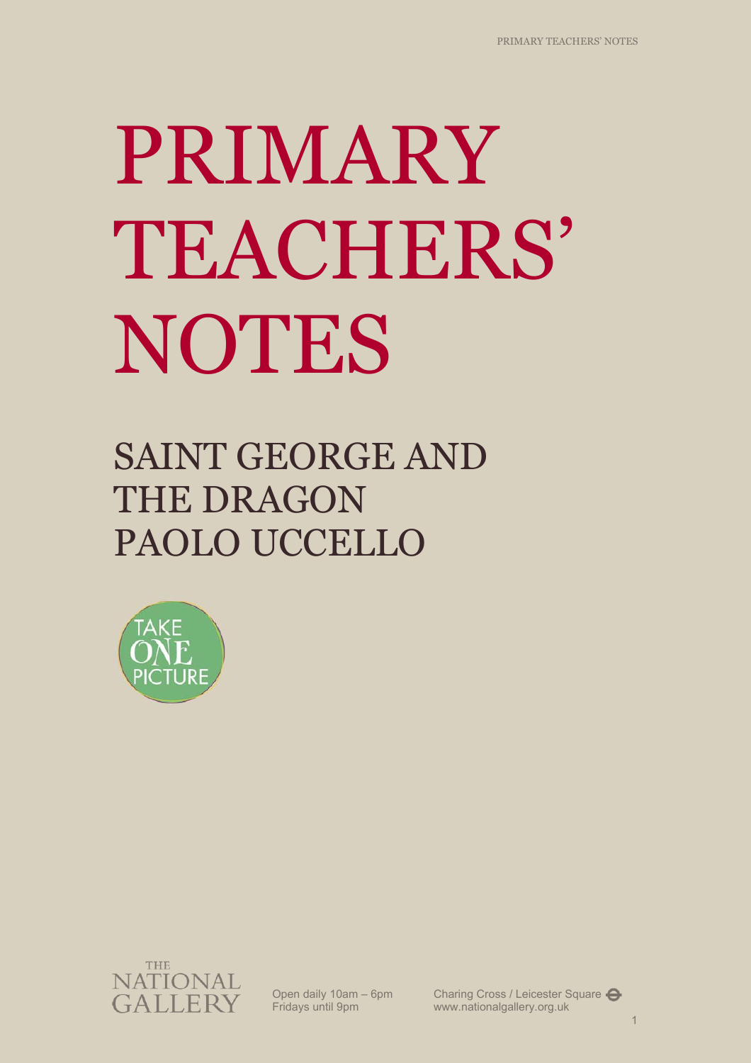# PRIMARY TEACHERS' NOTES

## SAINT GEORGE AND THE DRAGON
## PAOLO UCCELLO

TAKE ONE PICTURE

THE NATIONAL GALLERY

Open daily 10am – 6pm
Fridays until 9pm

Charing Cross / Leicester Square
www.nationalgallery.org.uk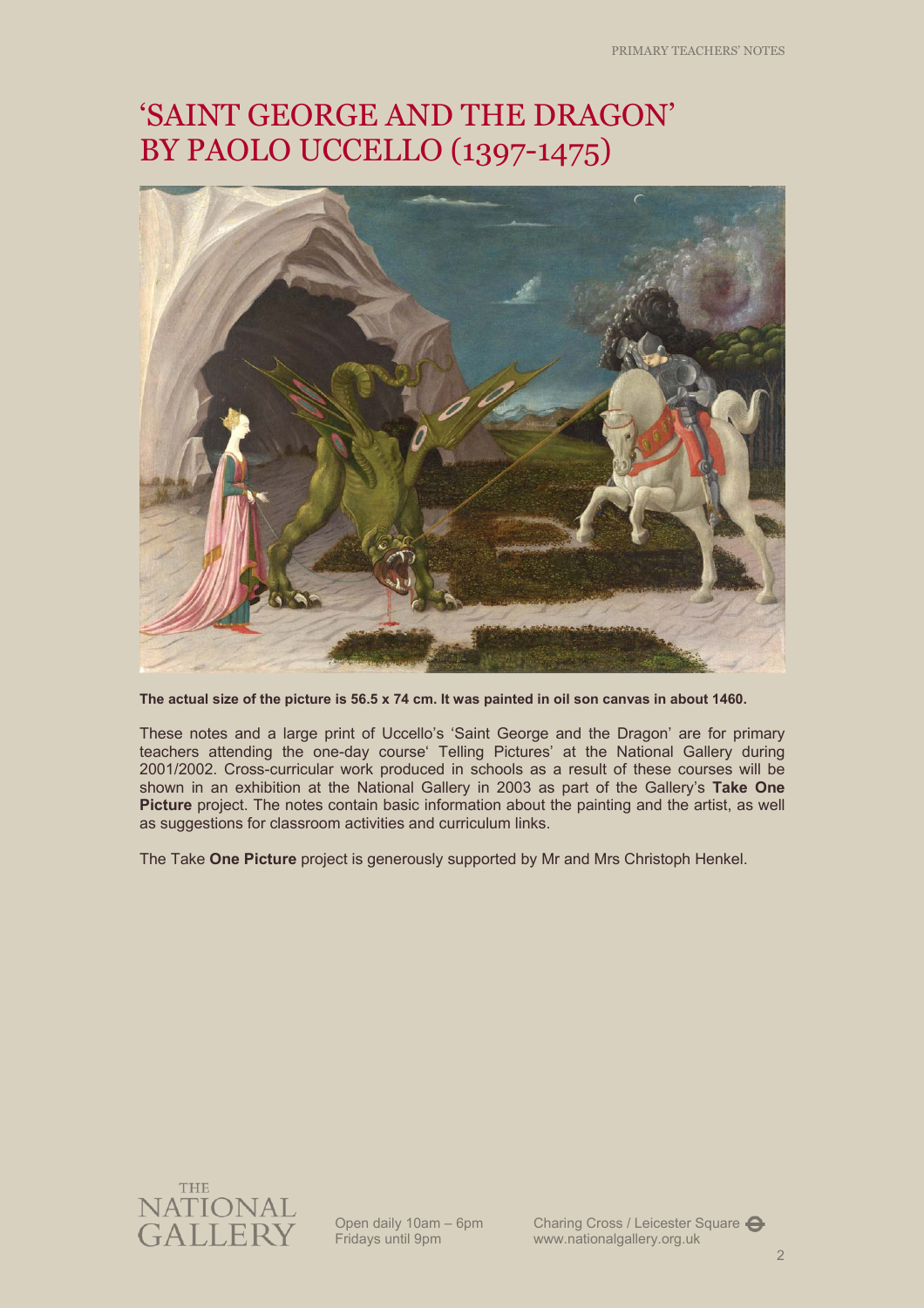# 'SAINT GEORGE AND THE DRAGON' BY PAOLO UCCELLO (1397-1475)

**The actual size of the picture is 56.5 x 74 cm. It was painted in oil son canvas in about 1460.**

These notes and a large print of Uccello's 'Saint George and the Dragon' are for primary teachers attending the one-day course' Telling Pictures' at the National Gallery during 2001/2002. Cross-curricular work produced in schools as a result of these courses will be shown in an exhibition at the National Gallery in 2003 as part of the Gallery's **Take One Picture** project. The notes contain basic information about the painting and the artist, as well as suggestions for classroom activities and curriculum links.

The Take **One Picture** project is generously supported by Mr and Mrs Christoph Henkel.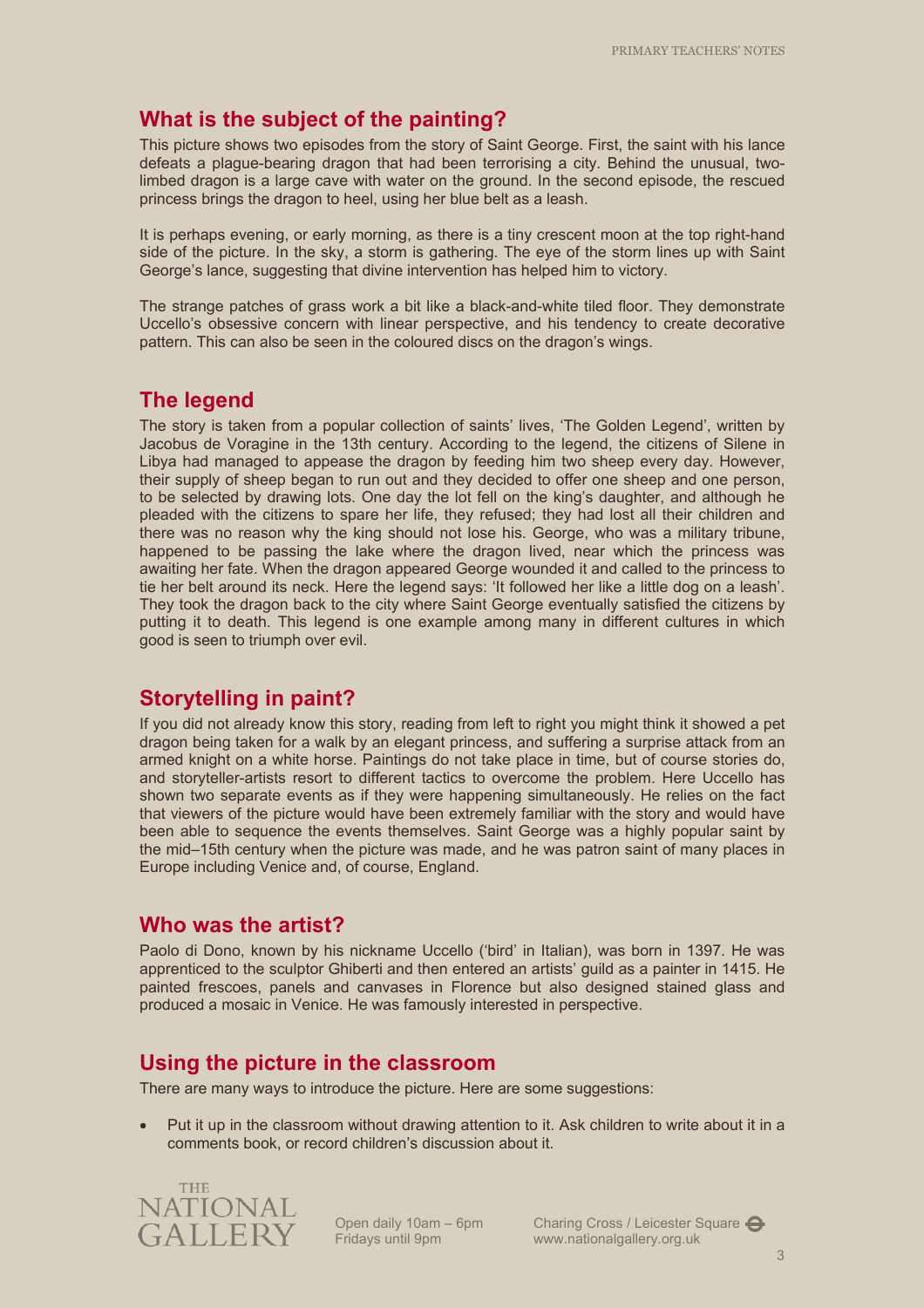## What is the subject of the painting?

This picture shows two episodes from the story of Saint George. First, the saint with his lance defeats a plague-bearing dragon that had been terrorising a city. Behind the unusual, two-limbed dragon is a large cave with water on the ground. In the second episode, the rescued princess brings the dragon to heel, using her blue belt as a leash.

It is perhaps evening, or early morning, as there is a tiny crescent moon at the top right-hand side of the picture. In the sky, a storm is gathering. The eye of the storm lines up with Saint George's lance, suggesting that divine intervention has helped him to victory.

The strange patches of grass work a bit like a black-and-white tiled floor. They demonstrate Uccello's obsessive concern with linear perspective, and his tendency to create decorative pattern. This can also be seen in the coloured discs on the dragon's wings.

## The legend

The story is taken from a popular collection of saints' lives, 'The Golden Legend', written by Jacobus de Voragine in the 13th century. According to the legend, the citizens of Silene in Libya had managed to appease the dragon by feeding him two sheep every day. However, their supply of sheep began to run out and they decided to offer one sheep and one person, to be selected by drawing lots. One day the lot fell on the king's daughter, and although he pleaded with the citizens to spare her life, they refused; they had lost all their children and there was no reason why the king should not lose his. George, who was a military tribune, happened to be passing the lake where the dragon lived, near which the princess was awaiting her fate. When the dragon appeared George wounded it and called to the princess to tie her belt around its neck. Here the legend says: 'It followed her like a little dog on a leash'. They took the dragon back to the city where Saint George eventually satisfied the citizens by putting it to death. This legend is one example among many in different cultures in which good is seen to triumph over evil.

## Storytelling in paint?

If you did not already know this story, reading from left to right you might think it showed a pet dragon being taken for a walk by an elegant princess, and suffering a surprise attack from an armed knight on a white horse. Paintings do not take place in time, but of course stories do, and storyteller-artists resort to different tactics to overcome the problem. Here Uccello has shown two separate events as if they were happening simultaneously. He relies on the fact that viewers of the picture would have been extremely familiar with the story and would have been able to sequence the events themselves. Saint George was a highly popular saint by the mid–15th century when the picture was made, and he was patron saint of many places in Europe including Venice and, of course, England.

## Who was the artist?

Paolo di Dono, known by his nickname Uccello ('bird' in Italian), was born in 1397. He was apprenticed to the sculptor Ghiberti and then entered an artists' guild as a painter in 1415. He painted frescoes, panels and canvases in Florence but also designed stained glass and produced a mosaic in Venice. He was famously interested in perspective.

## Using the picture in the classroom

There are many ways to introduce the picture. Here are some suggestions:

- Put it up in the classroom without drawing attention to it. Ask children to write about it in a comments book, or record children's discussion about it.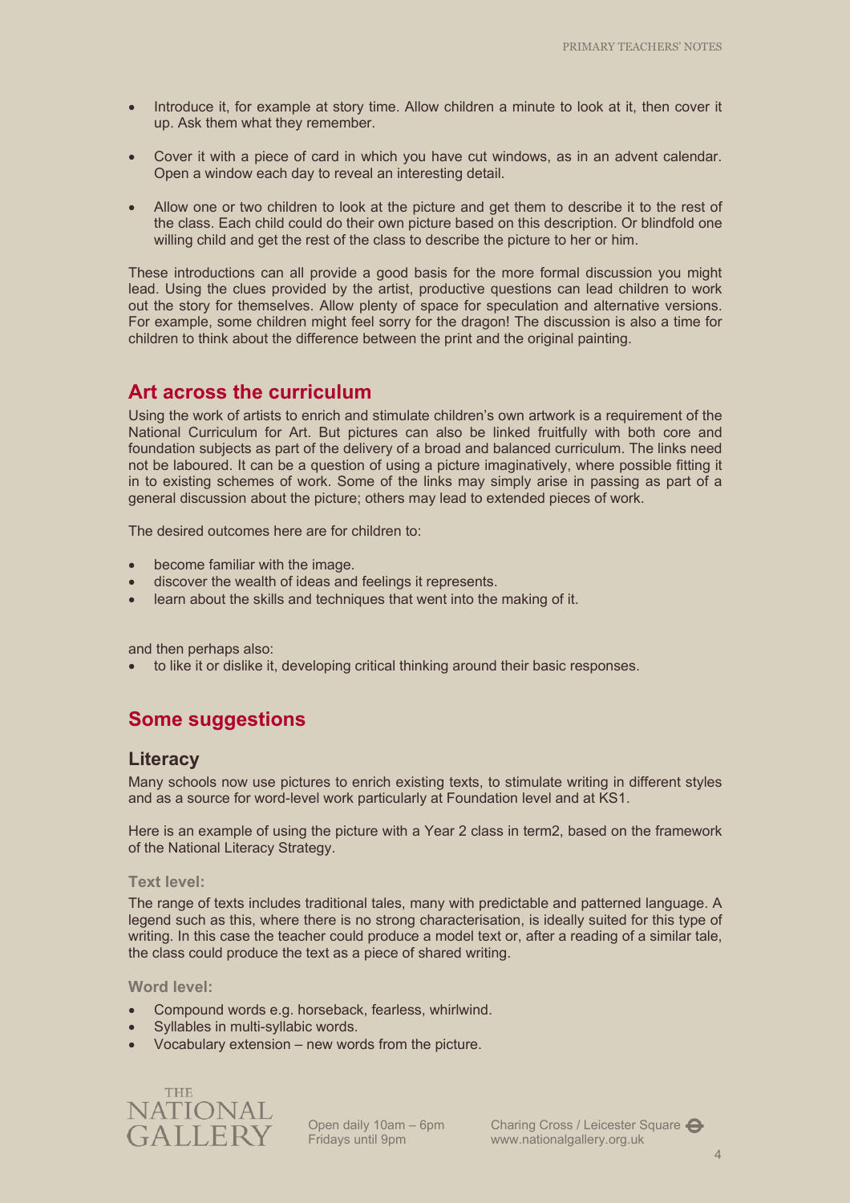- Introduce it, for example at story time. Allow children a minute to look at it, then cover it up. Ask them what they remember.

- Cover it with a piece of card in which you have cut windows, as in an advent calendar. Open a window each day to reveal an interesting detail.

- Allow one or two children to look at the picture and get them to describe it to the rest of the class. Each child could do their own picture based on this description. Or blindfold one willing child and get the rest of the class to describe the picture to her or him.

These introductions can all provide a good basis for the more formal discussion you might lead. Using the clues provided by the artist, productive questions can lead children to work out the story for themselves. Allow plenty of space for speculation and alternative versions. For example, some children might feel sorry for the dragon! The discussion is also a time for children to think about the difference between the print and the original painting.

## Art across the curriculum

Using the work of artists to enrich and stimulate children's own artwork is a requirement of the National Curriculum for Art. But pictures can also be linked fruitfully with both core and foundation subjects as part of the delivery of a broad and balanced curriculum. The links need not be laboured. It can be a question of using a picture imaginatively, where possible fitting it in to existing schemes of work. Some of the links may simply arise in passing as part of a general discussion about the picture; others may lead to extended pieces of work.

The desired outcomes here are for children to:

- become familiar with the image.
- discover the wealth of ideas and feelings it represents.
- learn about the skills and techniques that went into the making of it.

and then perhaps also:

- to like it or dislike it, developing critical thinking around their basic responses.

## Some suggestions

### Literacy

Many schools now use pictures to enrich existing texts, to stimulate writing in different styles and as a source for word-level work particularly at Foundation level and at KS1.

Here is an example of using the picture with a Year 2 class in term2, based on the framework of the National Literacy Strategy.

#### Text level:

The range of texts includes traditional tales, many with predictable and patterned language. A legend such as this, where there is no strong characterisation, is ideally suited for this type of writing. In this case the teacher could produce a model text or, after a reading of a similar tale, the class could produce the text as a piece of shared writing.

#### Word level:

- Compound words e.g. horseback, fearless, whirlwind.
- Syllables in multi-syllabic words.
- Vocabulary extension – new words from the picture.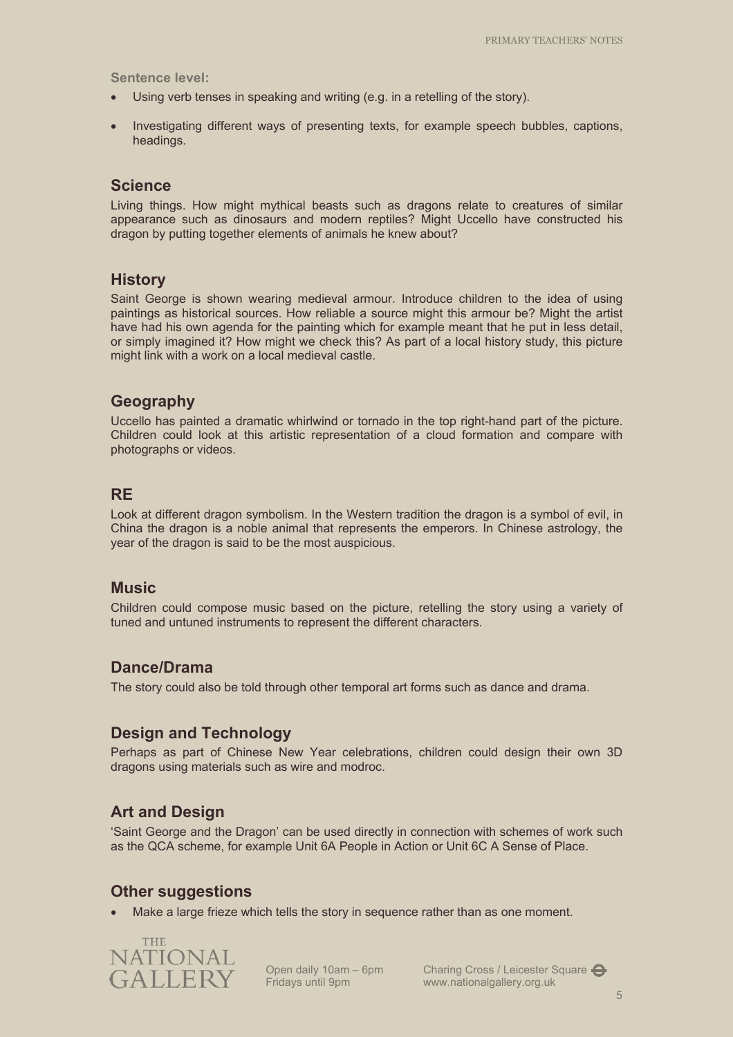**Sentence level:**

- Using verb tenses in speaking and writing (e.g. in a retelling of the story).
- Investigating different ways of presenting texts, for example speech bubbles, captions, headings.

## Science

Living things. How might mythical beasts such as dragons relate to creatures of similar appearance such as dinosaurs and modern reptiles? Might Uccello have constructed his dragon by putting together elements of animals he knew about?

## History

Saint George is shown wearing medieval armour. Introduce children to the idea of using paintings as historical sources. How reliable a source might this armour be? Might the artist have had his own agenda for the painting which for example meant that he put in less detail, or simply imagined it? How might we check this? As part of a local history study, this picture might link with a work on a local medieval castle.

## Geography

Uccello has painted a dramatic whirlwind or tornado in the top right-hand part of the picture. Children could look at this artistic representation of a cloud formation and compare with photographs or videos.

## RE

Look at different dragon symbolism. In the Western tradition the dragon is a symbol of evil, in China the dragon is a noble animal that represents the emperors. In Chinese astrology, the year of the dragon is said to be the most auspicious.

## Music

Children could compose music based on the picture, retelling the story using a variety of tuned and untuned instruments to represent the different characters.

## Dance/Drama

The story could also be told through other temporal art forms such as dance and drama.

## Design and Technology

Perhaps as part of Chinese New Year celebrations, children could design their own 3D dragons using materials such as wire and modroc.

## Art and Design

'Saint George and the Dragon' can be used directly in connection with schemes of work such as the QCA scheme, for example Unit 6A People in Action or Unit 6C A Sense of Place.

## Other suggestions

- Make a large frieze which tells the story in sequence rather than as one moment.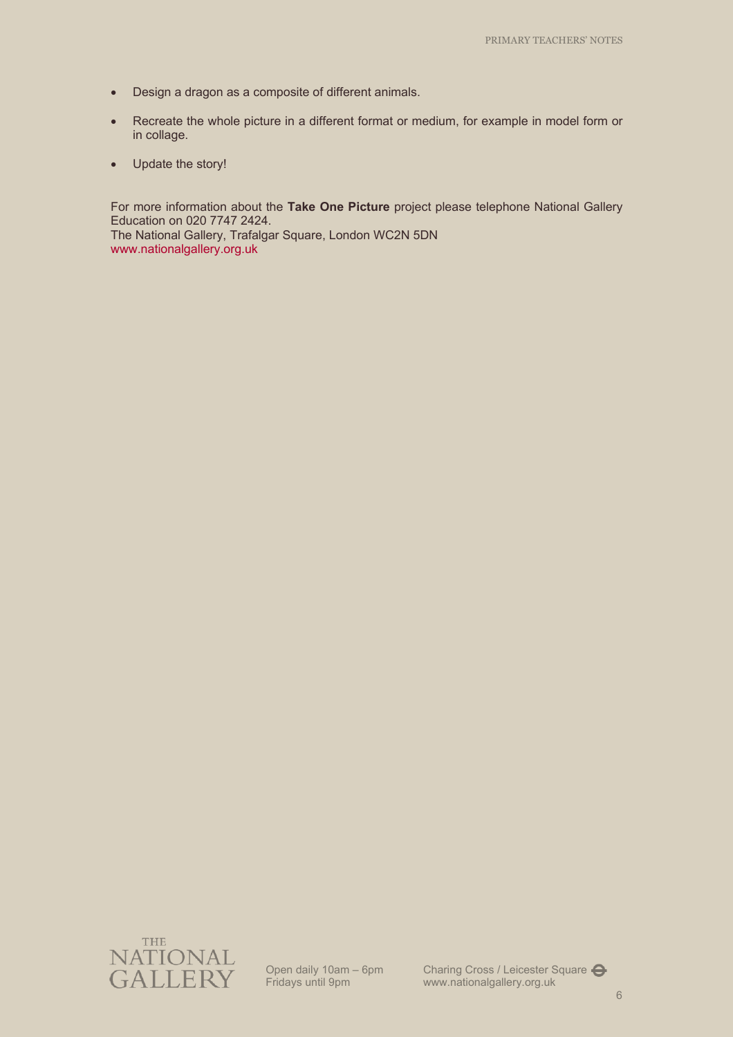- Design a dragon as a composite of different animals.
- Recreate the whole picture in a different format or medium, for example in model form or in collage.
- Update the story!

For more information about the **Take One Picture** project please telephone National Gallery Education on 020 7747 2424.
The National Gallery, Trafalgar Square, London WC2N 5DN
www.nationalgallery.org.uk